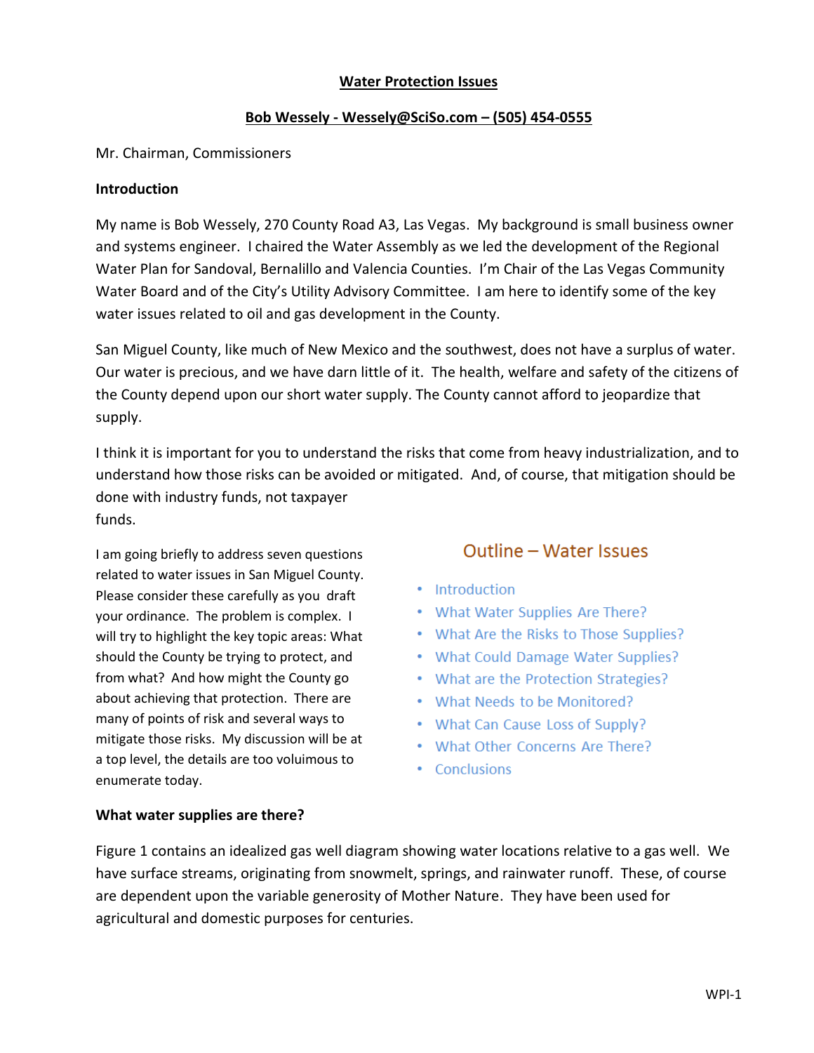# Water Protection Issues

## Bob Wessely - Wessely@SciSo.com – (505) 454-0555

Mr. Chairman, Commissioners

**Introduction**

My name is Bob Wessely, 270 County Road A3, Las Vegas. My background is small business owner and systems engineer. I chaired the Water Assembly as we led the development of the Regional Water Plan for Sandoval, Bernalillo and Valencia Counties. I'm Chair of the Las Vegas Community Water Board and of the City's Utility Advisory Committee. I am here to identify some of the key water issues related to oil and gas development in the County.

San Miguel County, like much of New Mexico and the southwest, does not have a surplus of water. Our water is precious, and we have darn little of it. The health, welfare and safety of the citizens of the County depend upon our short water supply. The County cannot afford to jeopardize that supply.

I think it is important for you to understand the risks that come from heavy industrialization, and to understand how those risks can be avoided or mitigated. And, of course, that mitigation should be done with industry funds, not taxpayer funds.

I am going briefly to address seven questions related to water issues in San Miguel County. Please consider these carefully as you draft your ordinance. The problem is complex. I will try to highlight the key topic areas: What should the County be trying to protect, and from what? And how might the County go about achieving that protection. There are many of points of risk and several ways to mitigate those risks. My discussion will be at a top level, the details are too voluimous to enumerate today.

**Outline – Water Issues**

- Introduction
- What Water Supplies Are There?
- What Are the Risks to Those Supplies?
- What Could Damage Water Supplies?
- What are the Protection Strategies?
- What Needs to be Monitored?
- What Can Cause Loss of Supply?
- What Other Concerns Are There?
- Conclusions

**What water supplies are there?**

Figure 1 contains an idealized gas well diagram showing water locations relative to a gas well. We have surface streams, originating from snowmelt, springs, and rainwater runoff. These, of course are dependent upon the variable generosity of Mother Nature. They have been used for agricultural and domestic purposes for centuries.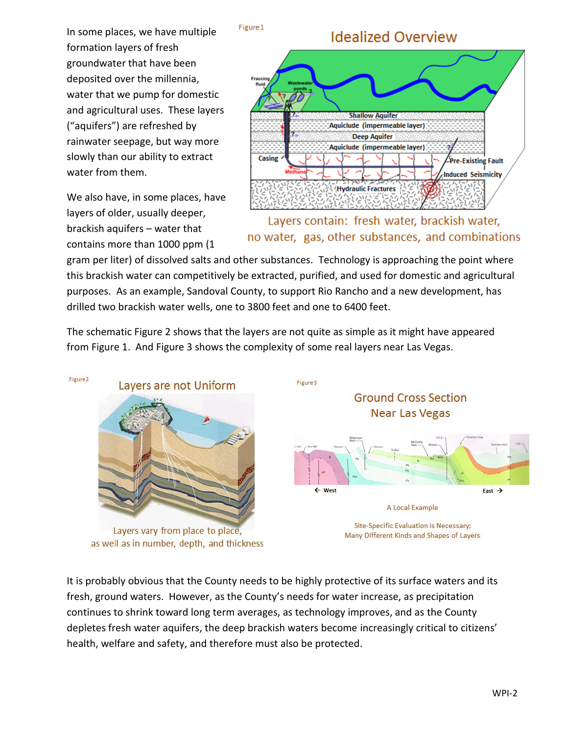In some places, we have multiple formation layers of fresh groundwater that have been deposited over the millennia, water that we pump for domestic and agricultural uses. These layers ("aquifers") are refreshed by rainwater seepage, but way more slowly than our ability to extract water from them.

Figure 1

Idealized Overview

Layers contain: fresh water, brackish water, no water, gas, other substances, and combinations

We also have, in some places, have layers of older, usually deeper, brackish aquifers – water that contains more than 1000 ppm (1 gram per liter) of dissolved salts and other substances. Technology is approaching the point where this brackish water can competitively be extracted, purified, and used for domestic and agricultural purposes. As an example, Sandoval County, to support Rio Rancho and a new development, has drilled two brackish water wells, one to 3800 feet and one to 6400 feet.

The schematic Figure 2 shows that the layers are not quite as simple as it might have appeared from Figure 1. And Figure 3 shows the complexity of some real layers near Las Vegas.

Figure 2

Layers are not Uniform

Layers vary from place to place, as well as in number, depth, and thickness

Figure 3

Ground Cross Section Near Las Vegas

A Local Example

Site-Specific Evaluation is Necessary; Many Different Kinds and Shapes of Layers

It is probably obvious that the County needs to be highly protective of its surface waters and its fresh, ground waters. However, as the County's needs for water increase, as precipitation continues to shrink toward long term averages, as technology improves, and as the County depletes fresh water aquifers, the deep brackish waters become increasingly critical to citizens' health, welfare and safety, and therefore must also be protected.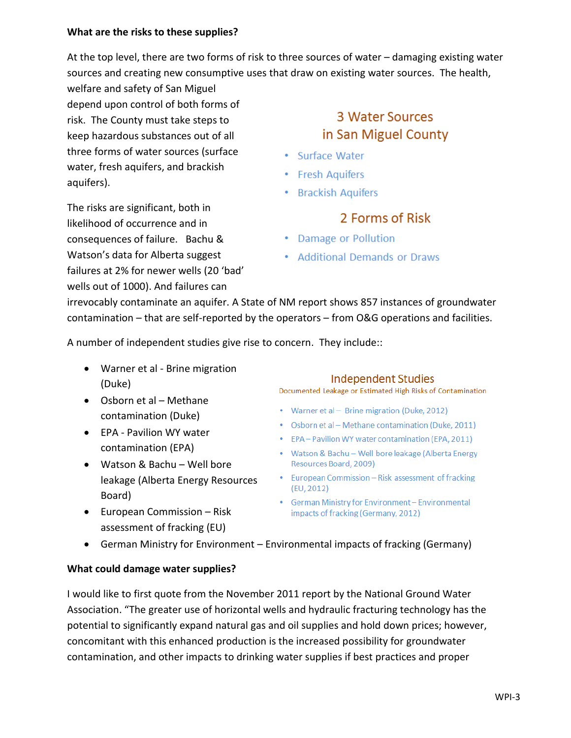**What are the risks to these supplies?**

At the top level, there are two forms of risk to three sources of water – damaging existing water sources and creating new consumptive uses that draw on existing water sources. The health, welfare and safety of San Miguel depend upon control of both forms of risk. The County must take steps to keep hazardous substances out of all three forms of water sources (surface water, fresh aquifers, and brackish aquifers).

### 3 Water Sources in San Miguel County

- Surface Water
- Fresh Aquifers
- Brackish Aquifers

### 2 Forms of Risk

- Damage or Pollution
- Additional Demands or Draws

The risks are significant, both in likelihood of occurrence and in consequences of failure. Bachu & Watson's data for Alberta suggest failures at 2% for newer wells (20 'bad' wells out of 1000). And failures can irrevocably contaminate an aquifer. A State of NM report shows 857 instances of groundwater contamination – that are self-reported by the operators – from O&G operations and facilities.

A number of independent studies give rise to concern. They include::

- Warner et al - Brine migration (Duke)
- Osborn et al – Methane contamination (Duke)
- EPA - Pavilion WY water contamination (EPA)
- Watson & Bachu – Well bore leakage (Alberta Energy Resources Board)
- European Commission – Risk assessment of fracking (EU)
- German Ministry for Environment – Environmental impacts of fracking (Germany)

### Independent Studies

Documented Leakage or Estimated High Risks of Contamination

- Warner et al – Brine migration (Duke, 2012)
- Osborn et al – Methane contamination (Duke, 2011)
- EPA – Pavilion WY water contamination (EPA, 2011)
- Watson & Bachu – Well bore leakage (Alberta Energy Resources Board, 2009)
- European Commission – Risk assessment of fracking (EU, 2012)
- German Ministry for Environment – Environmental impacts of fracking (Germany, 2012)

**What could damage water supplies?**

I would like to first quote from the November 2011 report by the National Ground Water Association. "The greater use of horizontal wells and hydraulic fracturing technology has the potential to significantly expand natural gas and oil supplies and hold down prices; however, concomitant with this enhanced production is the increased possibility for groundwater contamination, and other impacts to drinking water supplies if best practices and proper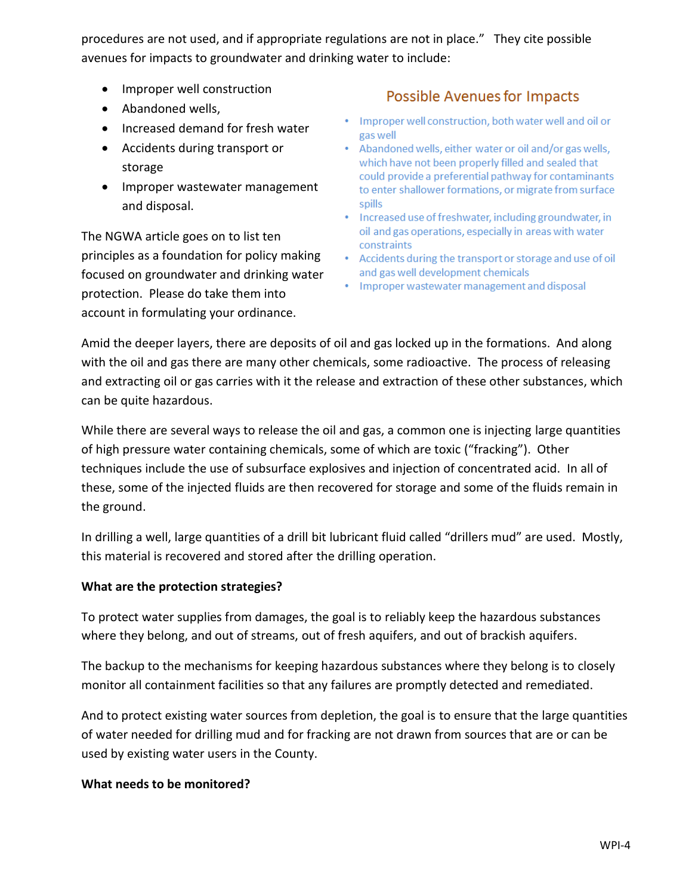procedures are not used, and if appropriate regulations are not in place." They cite possible avenues for impacts to groundwater and drinking water to include:

- Improper well construction
- Abandoned wells,
- Increased demand for fresh water
- Accidents during transport or storage
- Improper wastewater management and disposal.

### Possible Avenues for Impacts

- Improper well construction, both water well and oil or gas well
- Abandoned wells, either water or oil and/or gas wells, which have not been properly filled and sealed that could provide a preferential pathway for contaminants to enter shallower formations, or migrate from surface spills
- Increased use of freshwater, including groundwater, in oil and gas operations, especially in areas with water constraints
- Accidents during the transport or storage and use of oil and gas well development chemicals
- Improper wastewater management and disposal

The NGWA article goes on to list ten principles as a foundation for policy making focused on groundwater and drinking water protection. Please do take them into account in formulating your ordinance.

Amid the deeper layers, there are deposits of oil and gas locked up in the formations. And along with the oil and gas there are many other chemicals, some radioactive. The process of releasing and extracting oil or gas carries with it the release and extraction of these other substances, which can be quite hazardous.

While there are several ways to release the oil and gas, a common one is injecting large quantities of high pressure water containing chemicals, some of which are toxic ("fracking"). Other techniques include the use of subsurface explosives and injection of concentrated acid. In all of these, some of the injected fluids are then recovered for storage and some of the fluids remain in the ground.

In drilling a well, large quantities of a drill bit lubricant fluid called "drillers mud" are used. Mostly, this material is recovered and stored after the drilling operation.

**What are the protection strategies?**

To protect water supplies from damages, the goal is to reliably keep the hazardous substances where they belong, and out of streams, out of fresh aquifers, and out of brackish aquifers.

The backup to the mechanisms for keeping hazardous substances where they belong is to closely monitor all containment facilities so that any failures are promptly detected and remediated.

And to protect existing water sources from depletion, the goal is to ensure that the large quantities of water needed for drilling mud and for fracking are not drawn from sources that are or can be used by existing water users in the County.

**What needs to be monitored?**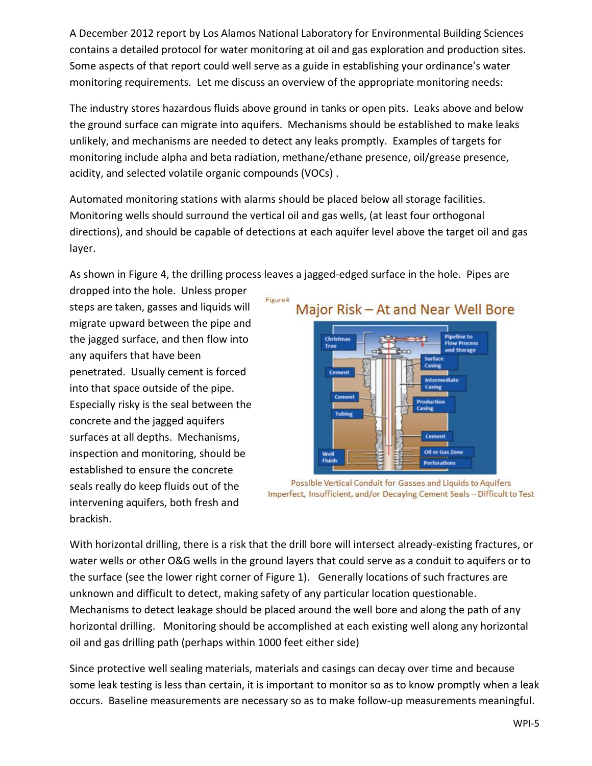A December 2012 report by Los Alamos National Laboratory for Environmental Building Sciences contains a detailed protocol for water monitoring at oil and gas exploration and production sites. Some aspects of that report could well serve as a guide in establishing your ordinance's water monitoring requirements. Let me discuss an overview of the appropriate monitoring needs:

The industry stores hazardous fluids above ground in tanks or open pits. Leaks above and below the ground surface can migrate into aquifers. Mechanisms should be established to make leaks unlikely, and mechanisms are needed to detect any leaks promptly. Examples of targets for monitoring include alpha and beta radiation, methane/ethane presence, oil/grease presence, acidity, and selected volatile organic compounds (VOCs) .

Automated monitoring stations with alarms should be placed below all storage facilities. Monitoring wells should surround the vertical oil and gas wells, (at least four orthogonal directions), and should be capable of detections at each aquifer level above the target oil and gas layer.

As shown in Figure 4, the drilling process leaves a jagged-edged surface in the hole. Pipes are dropped into the hole. Unless proper steps are taken, gasses and liquids will migrate upward between the pipe and the jagged surface, and then flow into any aquifers that have been penetrated. Usually cement is forced into that space outside of the pipe. Especially risky is the seal between the concrete and the jagged aquifers surfaces at all depths. Mechanisms, inspection and monitoring, should be established to ensure the concrete seals really do keep fluids out of the intervening aquifers, both fresh and brackish.

Figure4

Major Risk – At and Near Well Bore

Christmas Tree | Pipeline to Flow Process and Storage | Surface Casing | Cement | Intermediate Casing | Cement | Production Casing | Tubing | Cement | Oil or Gas Zone | Well Fluids | Perforations

Possible Vertical Conduit for Gasses and Liquids to Aquifers
Imperfect, Insufficient, and/or Decaying Cement Seals – Difficult to Test

With horizontal drilling, there is a risk that the drill bore will intersect already-existing fractures, or water wells or other O&G wells in the ground layers that could serve as a conduit to aquifers or to the surface (see the lower right corner of Figure 1). Generally locations of such fractures are unknown and difficult to detect, making safety of any particular location questionable. Mechanisms to detect leakage should be placed around the well bore and along the path of any horizontal drilling. Monitoring should be accomplished at each existing well along any horizontal oil and gas drilling path (perhaps within 1000 feet either side)

Since protective well sealing materials, materials and casings can decay over time and because some leak testing is less than certain, it is important to monitor so as to know promptly when a leak occurs. Baseline measurements are necessary so as to make follow-up measurements meaningful.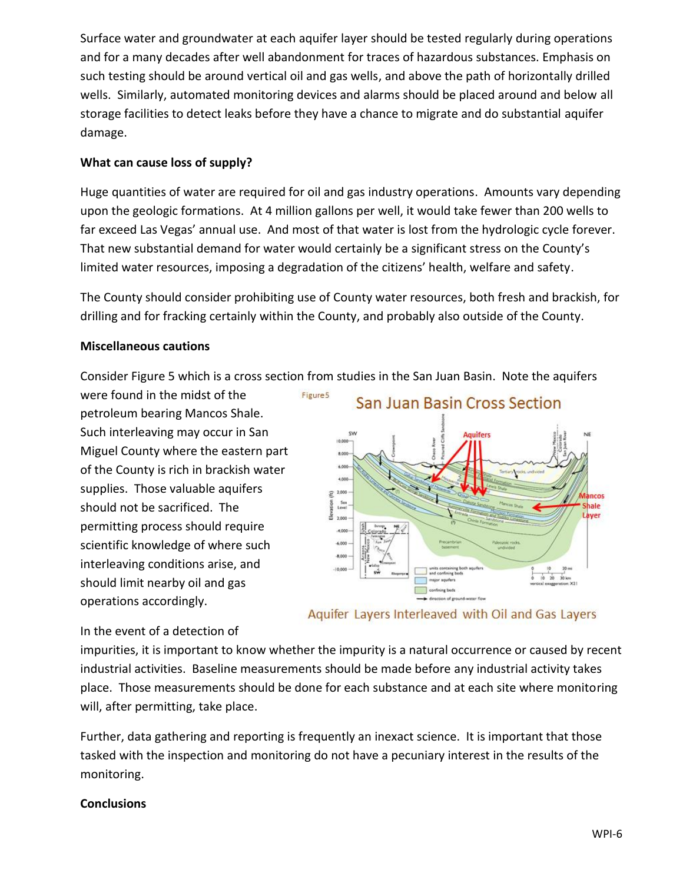Surface water and groundwater at each aquifer layer should be tested regularly during operations and for a many decades after well abandonment for traces of hazardous substances. Emphasis on such testing should be around vertical oil and gas wells, and above the path of horizontally drilled wells. Similarly, automated monitoring devices and alarms should be placed around and below all storage facilities to detect leaks before they have a chance to migrate and do substantial aquifer damage.

**What can cause loss of supply?**

Huge quantities of water are required for oil and gas industry operations. Amounts vary depending upon the geologic formations. At 4 million gallons per well, it would take fewer than 200 wells to far exceed Las Vegas' annual use. And most of that water is lost from the hydrologic cycle forever. That new substantial demand for water would certainly be a significant stress on the County's limited water resources, imposing a degradation of the citizens' health, welfare and safety.

The County should consider prohibiting use of County water resources, both fresh and brackish, for drilling and for fracking certainly within the County, and probably also outside of the County.

**Miscellaneous cautions**

Consider Figure 5 which is a cross section from studies in the San Juan Basin. Note the aquifers were found in the midst of the petroleum bearing Mancos Shale. Such interleaving may occur in San Miguel County where the eastern part of the County is rich in brackish water supplies. Those valuable aquifers should not be sacrificed. The permitting process should require scientific knowledge of where such interleaving conditions arise, and should limit nearby oil and gas operations accordingly.

Figure 5 San Juan Basin Cross Section

Aquifer Layers Interleaved with Oil and Gas Layers

In the event of a detection of impurities, it is important to know whether the impurity is a natural occurrence or caused by recent industrial activities. Baseline measurements should be made before any industrial activity takes place. Those measurements should be done for each substance and at each site where monitoring will, after permitting, take place.

Further, data gathering and reporting is frequently an inexact science. It is important that those tasked with the inspection and monitoring do not have a pecuniary interest in the results of the monitoring.

**Conclusions**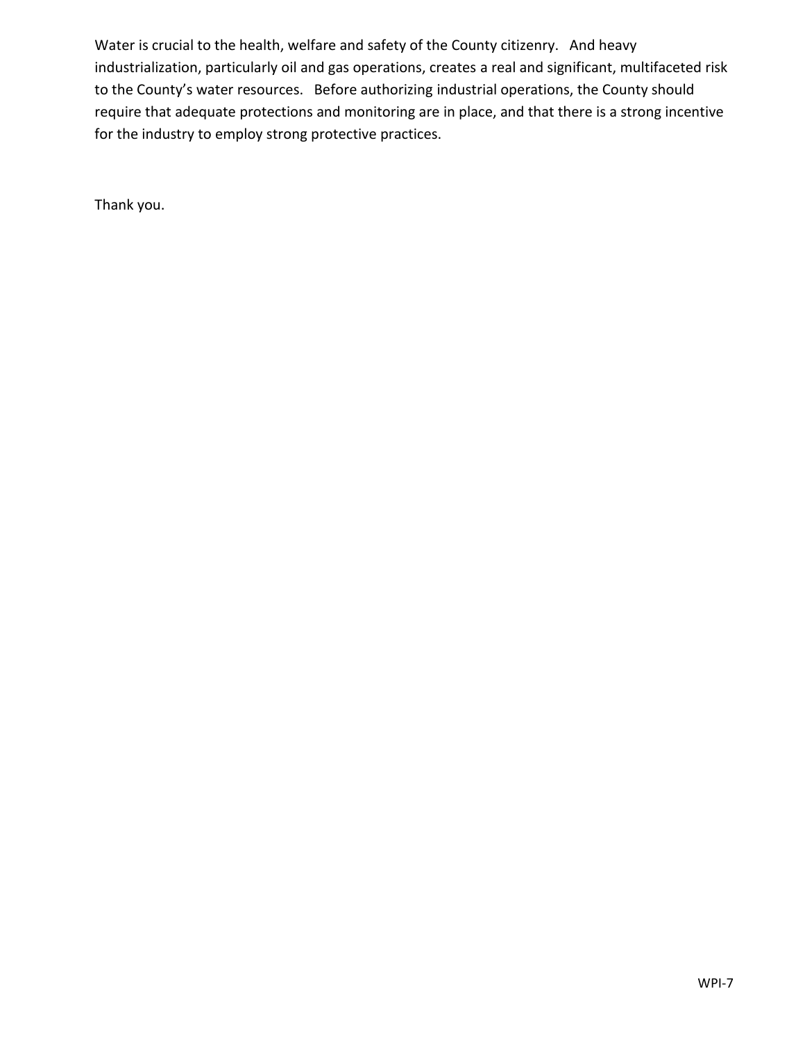Water is crucial to the health, welfare and safety of the County citizenry. And heavy industrialization, particularly oil and gas operations, creates a real and significant, multifaceted risk to the County's water resources. Before authorizing industrial operations, the County should require that adequate protections and monitoring are in place, and that there is a strong incentive for the industry to employ strong protective practices.

Thank you.